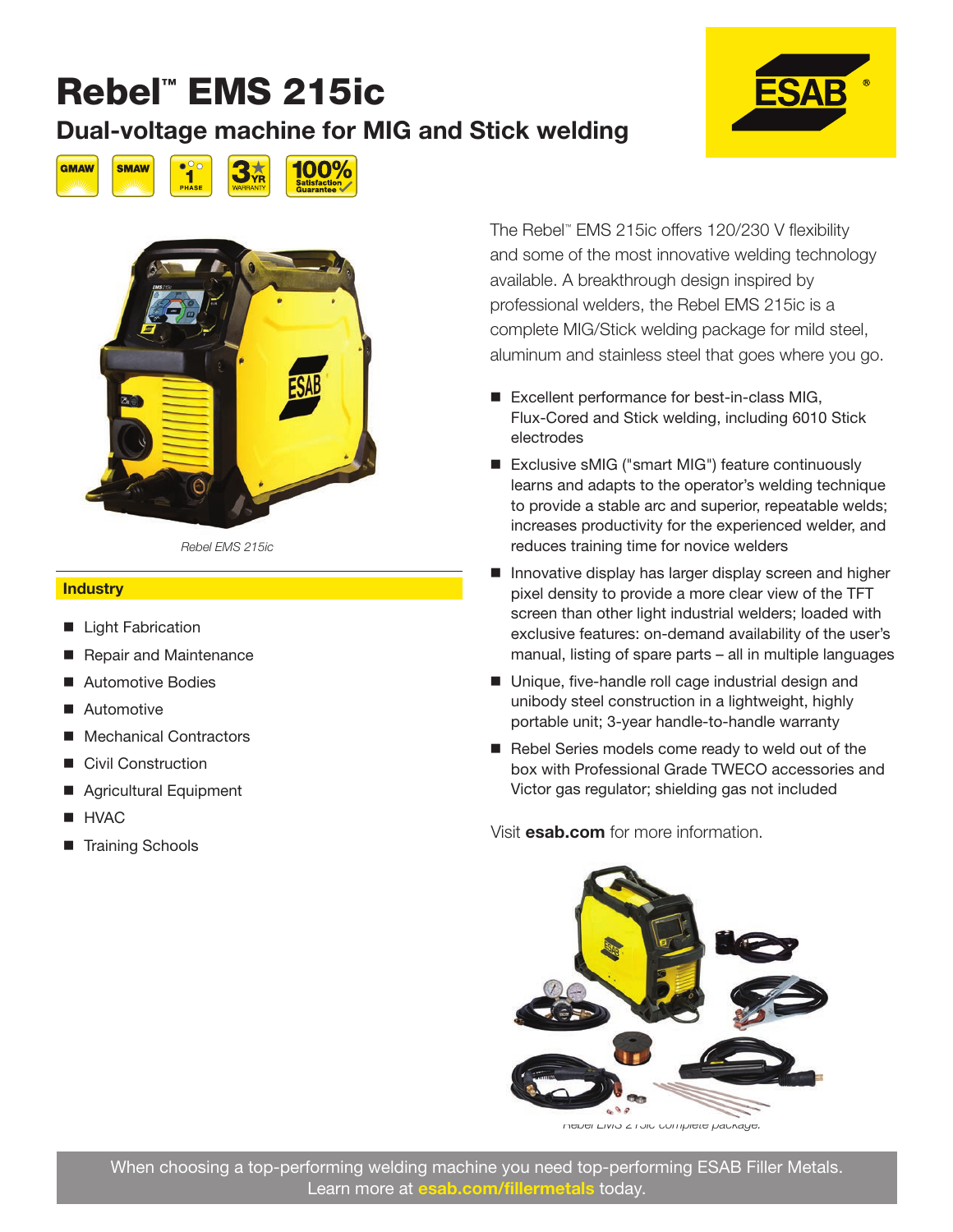# Rebel™ EMS 215ic

## Dual-voltage machine for MIG and Stick welding

GMAW | SMAW | 1 PHASE | 3 YR WARRANTY | 100% Satisfaction Guarantee

*Rebel EMS 215ic*

### Industry

- Light Fabrication
- Repair and Maintenance
- Automotive Bodies
- Automotive
- Mechanical Contractors
- Civil Construction
- Agricultural Equipment
- HVAC
- Training Schools

The Rebel™ EMS 215ic offers 120/230 V flexibility and some of the most innovative welding technology available. A breakthrough design inspired by professional welders, the Rebel EMS 215ic is a complete MIG/Stick welding package for mild steel, aluminum and stainless steel that goes where you go.

- Excellent performance for best-in-class MIG, Flux-Cored and Stick welding, including 6010 Stick electrodes
- Exclusive sMIG ("smart MIG") feature continuously learns and adapts to the operator's welding technique to provide a stable arc and superior, repeatable welds; increases productivity for the experienced welder, and reduces training time for novice welders
- Innovative display has larger display screen and higher pixel density to provide a more clear view of the TFT screen than other light industrial welders; loaded with exclusive features: on-demand availability of the user's manual, listing of spare parts – all in multiple languages
- Unique, five-handle roll cage industrial design and unibody steel construction in a lightweight, highly portable unit; 3-year handle-to-handle warranty
- Rebel Series models come ready to weld out of the box with Professional Grade TWECO accessories and Victor gas regulator; shielding gas not included

Visit **esab.com** for more information.

*Rebel EMS 215ic complete package.*

When choosing a top-performing welding machine you need top-performing ESAB Filler Metals. Learn more at **esab.com/fillermetals** today.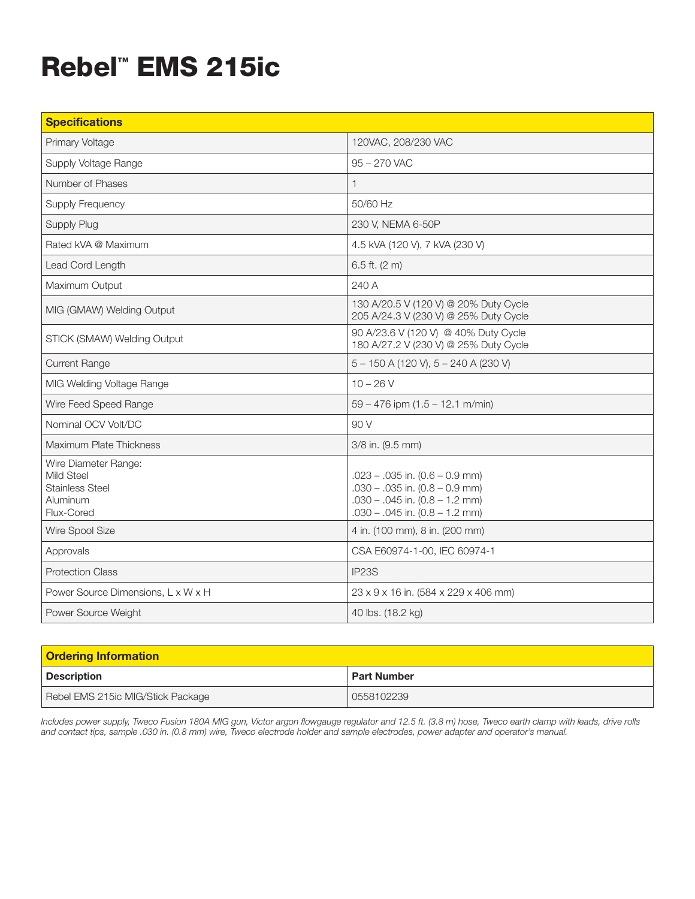# Rebel™ EMS 215ic

| Specifications | |
|---|---|
| Primary Voltage | 120VAC, 208/230 VAC |
| Supply Voltage Range | 95 – 270 VAC |
| Number of Phases | 1 |
| Supply Frequency | 50/60 Hz |
| Supply Plug | 230 V, NEMA 6-50P |
| Rated kVA @ Maximum | 4.5 kVA (120 V), 7 kVA (230 V) |
| Lead Cord Length | 6.5 ft. (2 m) |
| Maximum Output | 240 A |
| MIG (GMAW) Welding Output | 130 A/20.5 V (120 V) @ 20% Duty Cycle<br>205 A/24.3 V (230 V) @ 25% Duty Cycle |
| STICK (SMAW) Welding Output | 90 A/23.6 V (120 V) @ 40% Duty Cycle<br>180 A/27.2 V (230 V) @ 25% Duty Cycle |
| Current Range | 5 – 150 A (120 V), 5 – 240 A (230 V) |
| MIG Welding Voltage Range | 10 – 26 V |
| Wire Feed Speed Range | 59 – 476 ipm (1.5 – 12.1 m/min) |
| Nominal OCV Volt/DC | 90 V |
| Maximum Plate Thickness | 3/8 in. (9.5 mm) |
| Wire Diameter Range:<br>Mild Steel<br>Stainless Steel<br>Aluminum<br>Flux-Cored | <br>.023 – .035 in. (0.6 – 0.9 mm)<br>.030 – .035 in. (0.8 – 0.9 mm)<br>.030 – .045 in. (0.8 – 1.2 mm)<br>.030 – .045 in. (0.8 – 1.2 mm) |
| Wire Spool Size | 4 in. (100 mm), 8 in. (200 mm) |
| Approvals | CSA E60974-1-00, IEC 60974-1 |
| Protection Class | IP23S |
| Power Source Dimensions, L x W x H | 23 x 9 x 16 in. (584 x 229 x 406 mm) |
| Power Source Weight | 40 lbs. (18.2 kg) |

| Ordering Information | |
|---|---|
| **Description** | **Part Number** |
| Rebel EMS 215ic MIG/Stick Package | 0558102239 |

*Includes power supply, Tweco Fusion 180A MIG gun, Victor argon flowgauge regulator and 12.5 ft. (3.8 m) hose, Tweco earth clamp with leads, drive rolls and contact tips, sample .030 in. (0.8 mm) wire, Tweco electrode holder and sample electrodes, power adapter and operator's manual.*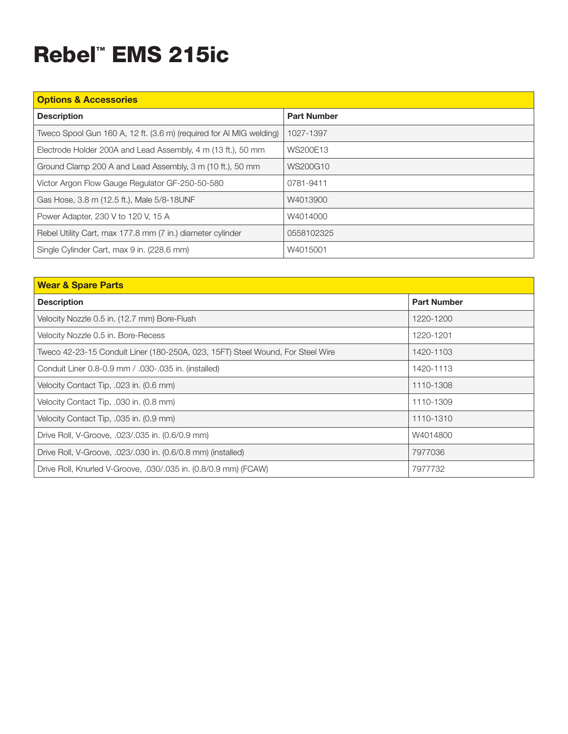# Rebel™ EMS 215ic

| Options & Accessories | |
|---|---|
| **Description** | **Part Number** |
| Tweco Spool Gun 160 A, 12 ft. (3.6 m) (required for Al MIG welding) | 1027-1397 |
| Electrode Holder 200A and Lead Assembly, 4 m (13 ft.), 50 mm | WS200E13 |
| Ground Clamp 200 A and Lead Assembly, 3 m (10 ft.), 50 mm | WS200G10 |
| Victor Argon Flow Gauge Regulator GF-250-50-580 | 0781-9411 |
| Gas Hose, 3.8 m (12.5 ft.), Male 5/8-18UNF | W4013900 |
| Power Adapter, 230 V to 120 V, 15 A | W4014000 |
| Rebel Utility Cart, max 177.8 mm (7 in.) diameter cylinder | 0558102325 |
| Single Cylinder Cart, max 9 in. (228.6 mm) | W4015001 |

| Wear & Spare Parts | |
|---|---|
| **Description** | **Part Number** |
| Velocity Nozzle 0.5 in. (12.7 mm) Bore-Flush | 1220-1200 |
| Velocity Nozzle 0.5 in. Bore-Recess | 1220-1201 |
| Tweco 42-23-15 Conduit Liner (180-250A, 023, 15FT) Steel Wound, For Steel Wire | 1420-1103 |
| Conduit Liner 0.8-0.9 mm / .030-.035 in. (installed) | 1420-1113 |
| Velocity Contact Tip, .023 in. (0.6 mm) | 1110-1308 |
| Velocity Contact Tip, .030 in. (0.8 mm) | 1110-1309 |
| Velocity Contact Tip, .035 in. (0.9 mm) | 1110-1310 |
| Drive Roll, V-Groove, .023/.035 in. (0.6/0.9 mm) | W4014800 |
| Drive Roll, V-Groove, .023/.030 in. (0.6/0.8 mm) (installed) | 7977036 |
| Drive Roll, Knurled V-Groove, .030/.035 in. (0.8/0.9 mm) (FCAW) | 7977732 |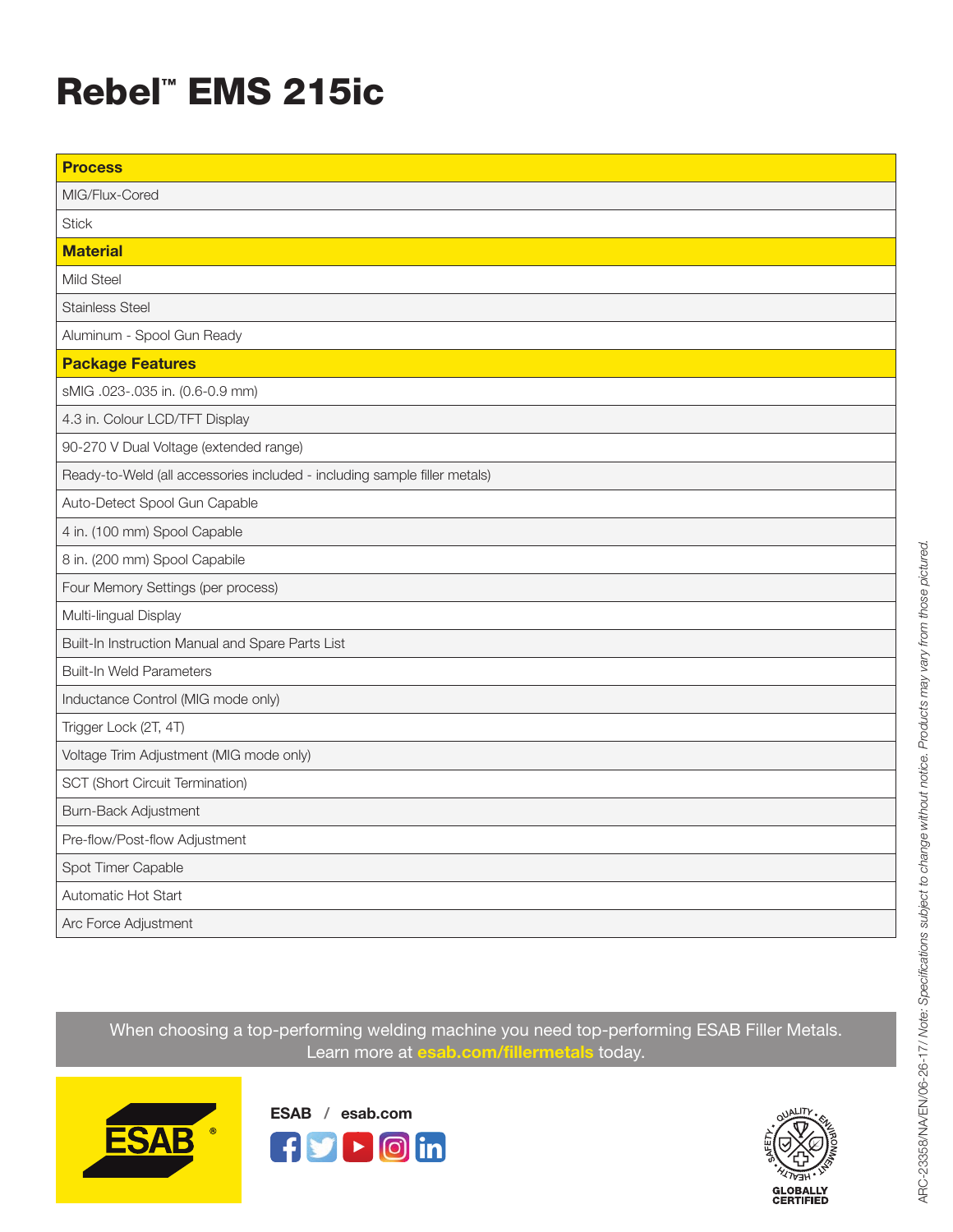# Rebel™ EMS 215ic

| Process |
| --- |
| MIG/Flux-Cored |
| Stick |
| **Material** |
| Mild Steel |
| Stainless Steel |
| Aluminum - Spool Gun Ready |
| **Package Features** |
| sMIG .023-.035 in. (0.6-0.9 mm) |
| 4.3 in. Colour LCD/TFT Display |
| 90-270 V Dual Voltage (extended range) |
| Ready-to-Weld (all accessories included - including sample filler metals) |
| Auto-Detect Spool Gun Capable |
| 4 in. (100 mm) Spool Capable |
| 8 in. (200 mm) Spool Capabile |
| Four Memory Settings (per process) |
| Multi-lingual Display |
| Built-In Instruction Manual and Spare Parts List |
| Built-In Weld Parameters |
| Inductance Control (MIG mode only) |
| Trigger Lock (2T, 4T) |
| Voltage Trim Adjustment (MIG mode only) |
| SCT (Short Circuit Termination) |
| Burn-Back Adjustment |
| Pre-flow/Post-flow Adjustment |
| Spot Timer Capable |
| Automatic Hot Start |
| Arc Force Adjustment |

When choosing a top-performing welding machine you need top-performing ESAB Filler Metals.
Learn more at **esab.com/fillermetals** today.

ESAB®

**ESAB / esab.com**

QUALITY • ENVIRONMENT • HEALTH • SAFETY
GLOBALLY CERTIFIED

*ARC-23358/NA/EN/06-26-17/ Note: Specifications subject to change without notice. Products may vary from those pictured.*